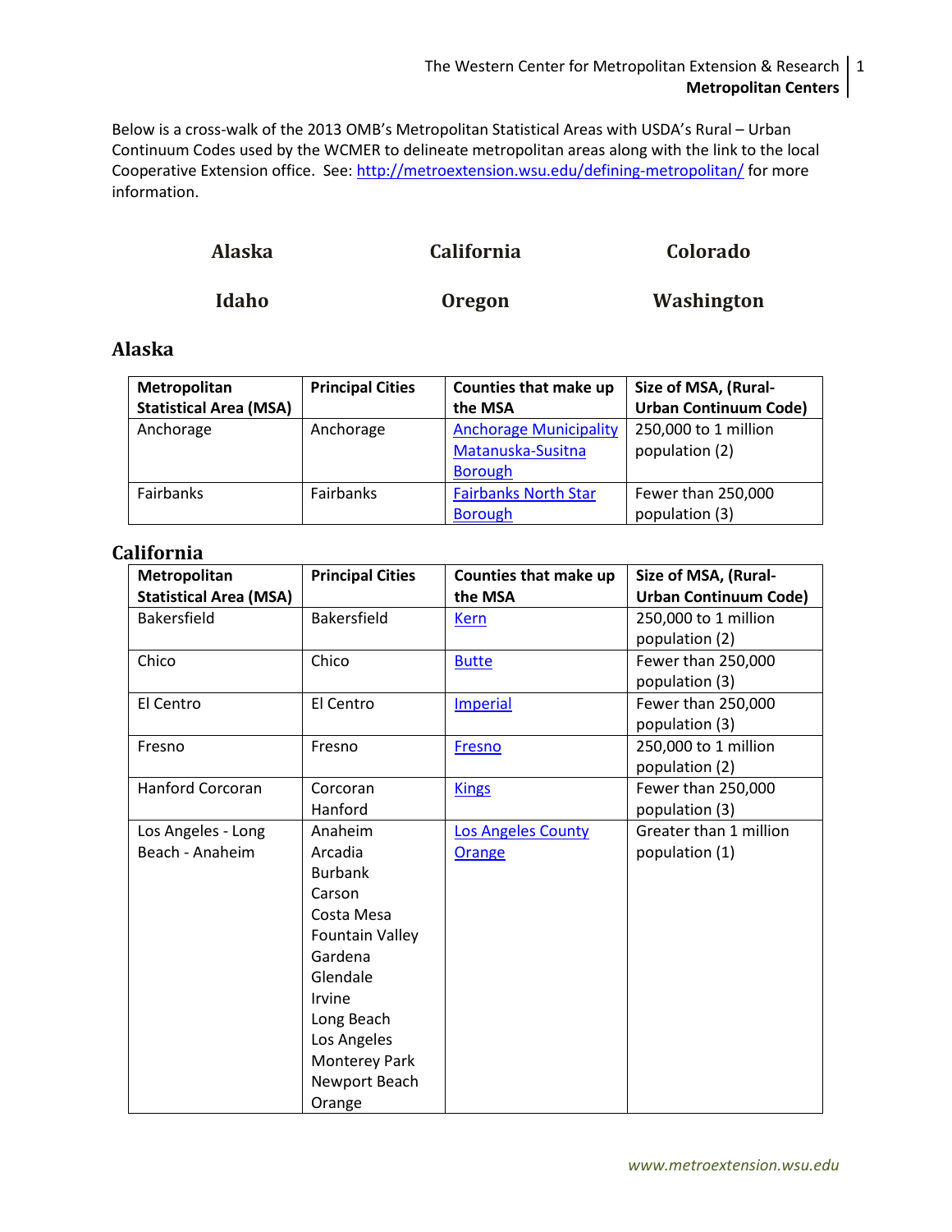Below is a cross-walk of the 2013 OMB's Metropolitan Statistical Areas with USDA's Rural – Urban Continuum Codes used by the WCMER to delineate metropolitan areas along with the link to the local Cooperative Extension office. See: [http://metroextension.wsu.edu/defining-metropolitan/](http://metroextension.wsu.edu/defining-metropolitan/) for more information.

| Alaska | California | Colorado |
|---|---|---|
| Idaho | Oregon | Washington |

## Alaska

| Metropolitan Statistical Area (MSA) | Principal Cities | Counties that make up the MSA | Size of MSA, (Rural-Urban Continuum Code) |
|---|---|---|---|
| Anchorage | Anchorage | Anchorage Municipality<br>Matanuska-Susitna Borough | 250,000 to 1 million population (2) |
| Fairbanks | Fairbanks | Fairbanks North Star Borough | Fewer than 250,000 population (3) |

## California

| Metropolitan Statistical Area (MSA) | Principal Cities | Counties that make up the MSA | Size of MSA, (Rural-Urban Continuum Code) |
|---|---|---|---|
| Bakersfield | Bakersfield | Kern | 250,000 to 1 million population (2) |
| Chico | Chico | Butte | Fewer than 250,000 population (3) |
| El Centro | El Centro | Imperial | Fewer than 250,000 population (3) |
| Fresno | Fresno | Fresno | 250,000 to 1 million population (2) |
| Hanford Corcoran | Corcoran<br>Hanford | Kings | Fewer than 250,000 population (3) |
| Los Angeles - Long Beach - Anaheim | Anaheim<br>Arcadia<br>Burbank<br>Carson<br>Costa Mesa<br>Fountain Valley<br>Gardena<br>Glendale<br>Irvine<br>Long Beach<br>Los Angeles<br>Monterey Park<br>Newport Beach<br>Orange | Los Angeles County<br>Orange | Greater than 1 million population (1) |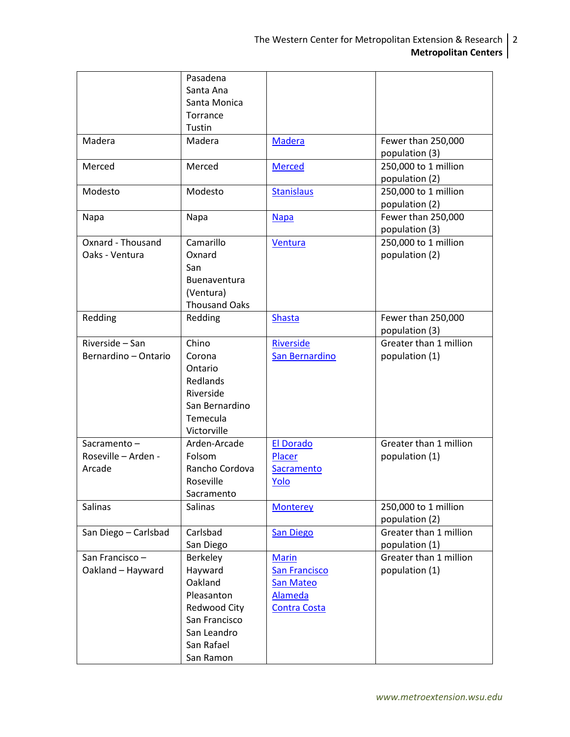| | | | |
|---|---|---|---|
| | Pasadena<br>Santa Ana<br>Santa Monica<br>Torrance<br>Tustin | | |
| Madera | Madera | Madera | Fewer than 250,000 population (3) |
| Merced | Merced | Merced | 250,000 to 1 million population (2) |
| Modesto | Modesto | Stanislaus | 250,000 to 1 million population (2) |
| Napa | Napa | Napa | Fewer than 250,000 population (3) |
| Oxnard - Thousand Oaks - Ventura | Camarillo<br>Oxnard<br>San Buenaventura (Ventura)<br>Thousand Oaks | Ventura | 250,000 to 1 million population (2) |
| Redding | Redding | Shasta | Fewer than 250,000 population (3) |
| Riverside – San Bernardino – Ontario | Chino<br>Corona<br>Ontario<br>Redlands<br>Riverside<br>San Bernardino<br>Temecula<br>Victorville | Riverside<br>San Bernardino | Greater than 1 million population (1) |
| Sacramento – Roseville – Arden - Arcade | Arden-Arcade<br>Folsom<br>Rancho Cordova<br>Roseville<br>Sacramento | El Dorado<br>Placer<br>Sacramento<br>Yolo | Greater than 1 million population (1) |
| Salinas | Salinas | Monterey | 250,000 to 1 million population (2) |
| San Diego – Carlsbad | Carlsbad<br>San Diego | San Diego | Greater than 1 million population (1) |
| San Francisco – Oakland – Hayward | Berkeley<br>Hayward<br>Oakland<br>Pleasanton<br>Redwood City<br>San Francisco<br>San Leandro<br>San Rafael<br>San Ramon | Marin<br>San Francisco<br>San Mateo<br>Alameda<br>Contra Costa | Greater than 1 million population (1) |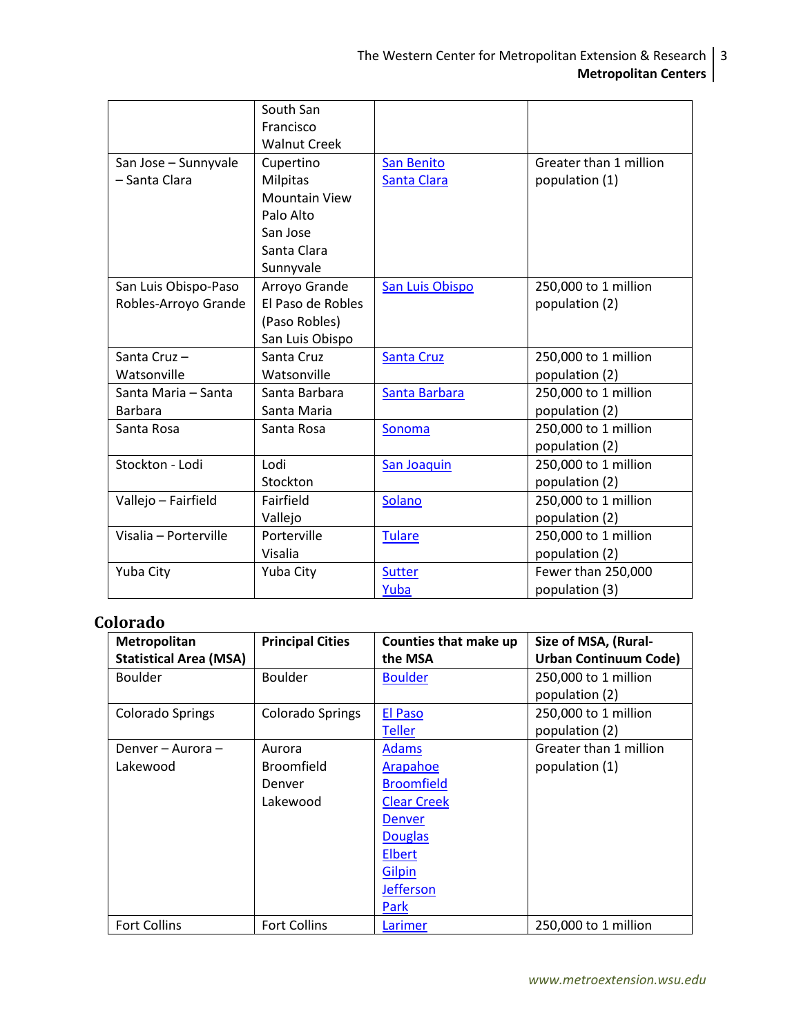| | | | |
|---|---|---|---|
| | South San Francisco<br>Walnut Creek | | |
| San Jose – Sunnyvale – Santa Clara | Cupertino<br>Milpitas<br>Mountain View<br>Palo Alto<br>San Jose<br>Santa Clara<br>Sunnyvale | San Benito<br>Santa Clara | Greater than 1 million population (1) |
| San Luis Obispo-Paso Robles-Arroyo Grande | Arroyo Grande<br>El Paso de Robles (Paso Robles)<br>San Luis Obispo | San Luis Obispo | 250,000 to 1 million population (2) |
| Santa Cruz – Watsonville | Santa Cruz<br>Watsonville | Santa Cruz | 250,000 to 1 million population (2) |
| Santa Maria – Santa Barbara | Santa Barbara<br>Santa Maria | Santa Barbara | 250,000 to 1 million population (2) |
| Santa Rosa | Santa Rosa | Sonoma | 250,000 to 1 million population (2) |
| Stockton - Lodi | Lodi<br>Stockton | San Joaquin | 250,000 to 1 million population (2) |
| Vallejo – Fairfield | Fairfield<br>Vallejo | Solano | 250,000 to 1 million population (2) |
| Visalia – Porterville | Porterville<br>Visalia | Tulare | 250,000 to 1 million population (2) |
| Yuba City | Yuba City | Sutter<br>Yuba | Fewer than 250,000 population (3) |

## Colorado

| Metropolitan Statistical Area (MSA) | Principal Cities | Counties that make up the MSA | Size of MSA, (Rural-Urban Continuum Code) |
|---|---|---|---|
| Boulder | Boulder | Boulder | 250,000 to 1 million population (2) |
| Colorado Springs | Colorado Springs | El Paso<br>Teller | 250,000 to 1 million population (2) |
| Denver – Aurora – Lakewood | Aurora<br>Broomfield<br>Denver<br>Lakewood | Adams<br>Arapahoe<br>Broomfield<br>Clear Creek<br>Denver<br>Douglas<br>Elbert<br>Gilpin<br>Jefferson<br>Park | Greater than 1 million population (1) |
| Fort Collins | Fort Collins | Larimer | 250,000 to 1 million |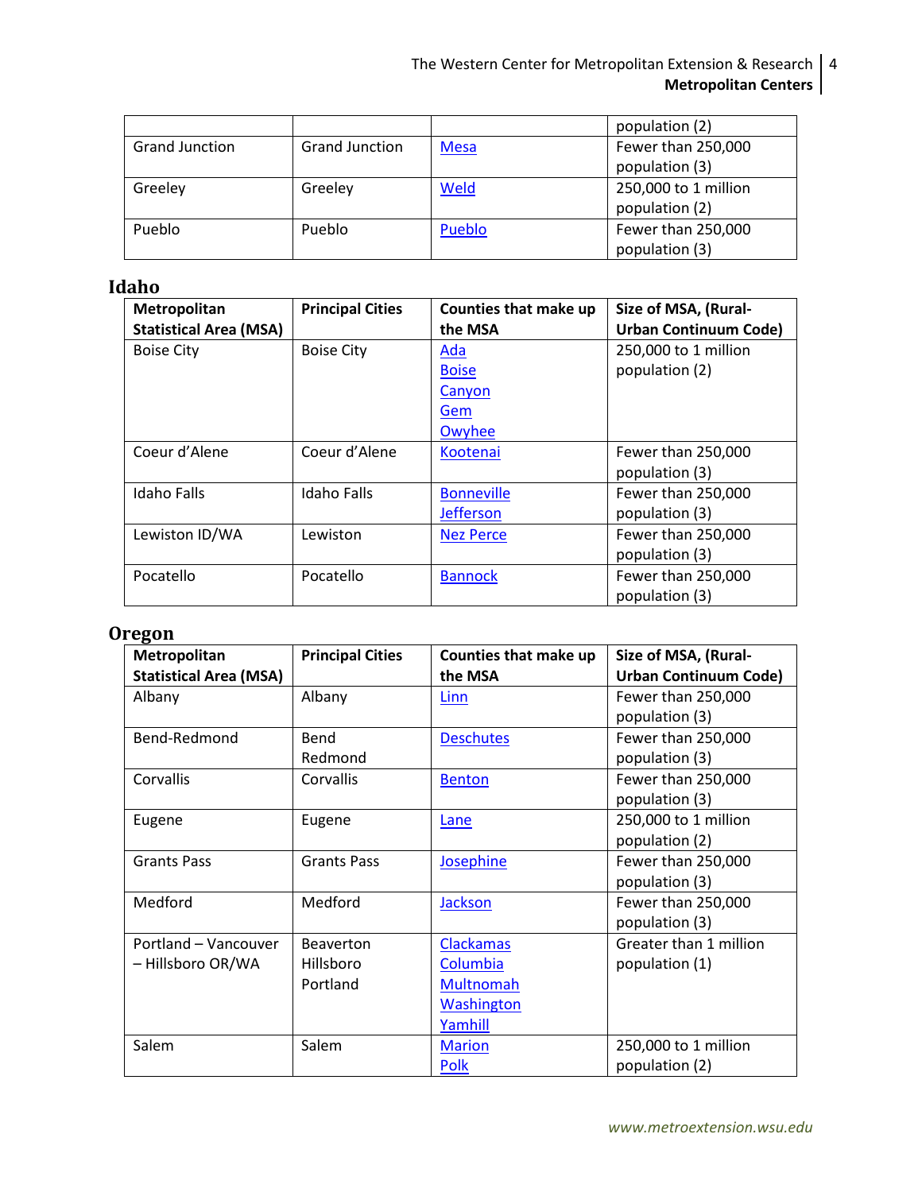| | | | population (2) |
|---|---|---|---|
| Grand Junction | Grand Junction | Mesa | Fewer than 250,000 population (3) |
| Greeley | Greeley | Weld | 250,000 to 1 million population (2) |
| Pueblo | Pueblo | Pueblo | Fewer than 250,000 population (3) |

## Idaho

| Metropolitan Statistical Area (MSA) | Principal Cities | Counties that make up the MSA | Size of MSA, (Rural-Urban Continuum Code) |
|---|---|---|---|
| Boise City | Boise City | Ada<br>Boise<br>Canyon<br>Gem<br>Owyhee | 250,000 to 1 million population (2) |
| Coeur d'Alene | Coeur d'Alene | Kootenai | Fewer than 250,000 population (3) |
| Idaho Falls | Idaho Falls | Bonneville<br>Jefferson | Fewer than 250,000 population (3) |
| Lewiston ID/WA | Lewiston | Nez Perce | Fewer than 250,000 population (3) |
| Pocatello | Pocatello | Bannock | Fewer than 250,000 population (3) |

## Oregon

| Metropolitan Statistical Area (MSA) | Principal Cities | Counties that make up the MSA | Size of MSA, (Rural-Urban Continuum Code) |
|---|---|---|---|
| Albany | Albany | Linn | Fewer than 250,000 population (3) |
| Bend-Redmond | Bend<br>Redmond | Deschutes | Fewer than 250,000 population (3) |
| Corvallis | Corvallis | Benton | Fewer than 250,000 population (3) |
| Eugene | Eugene | Lane | 250,000 to 1 million population (2) |
| Grants Pass | Grants Pass | Josephine | Fewer than 250,000 population (3) |
| Medford | Medford | Jackson | Fewer than 250,000 population (3) |
| Portland – Vancouver – Hillsboro OR/WA | Beaverton<br>Hillsboro<br>Portland | Clackamas<br>Columbia<br>Multnomah<br>Washington<br>Yamhill | Greater than 1 million population (1) |
| Salem | Salem | Marion<br>Polk | 250,000 to 1 million population (2) |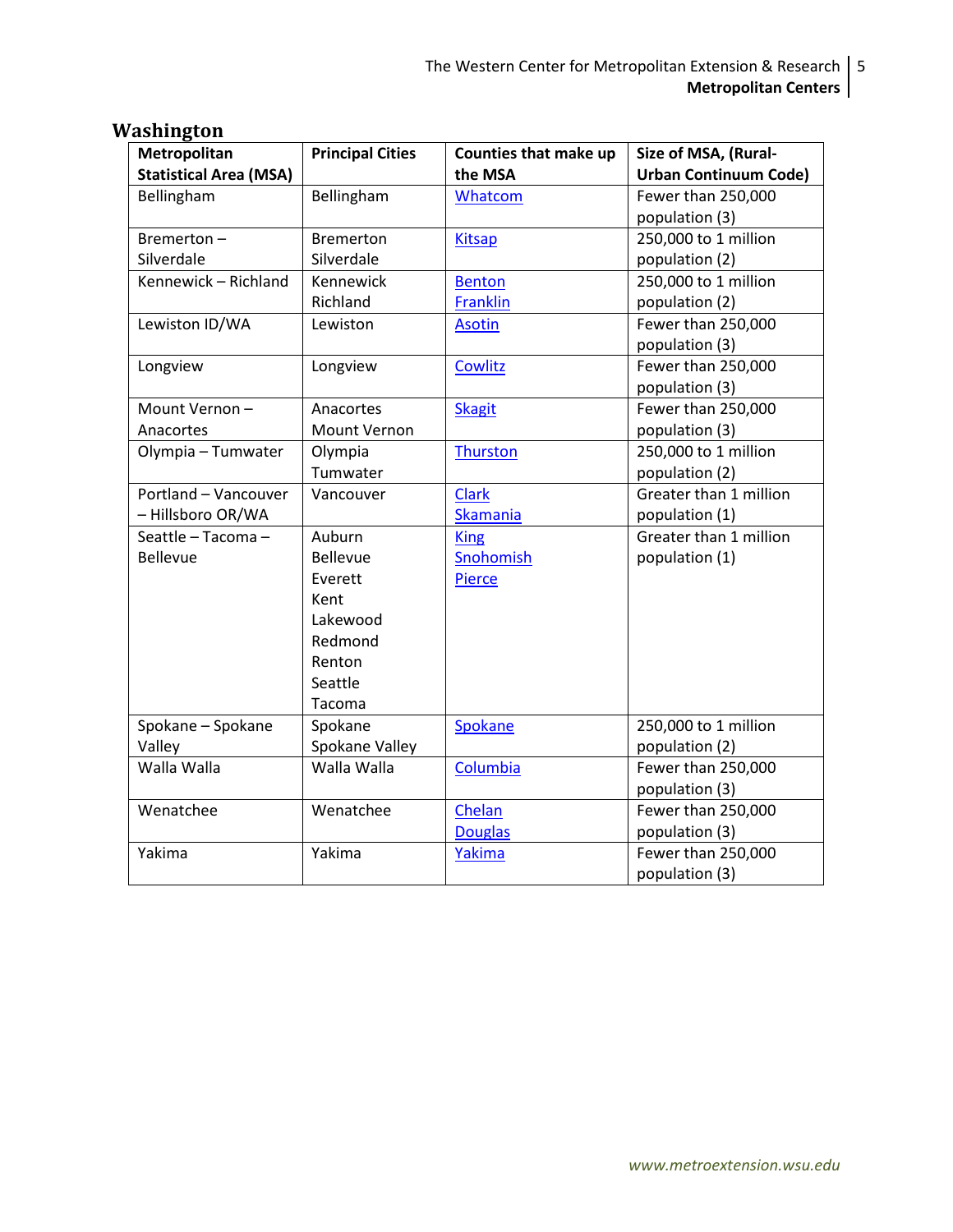## Washington

| Metropolitan Statistical Area (MSA) | Principal Cities | Counties that make up the MSA | Size of MSA, (Rural-Urban Continuum Code) |
|---|---|---|---|
| Bellingham | Bellingham | Whatcom | Fewer than 250,000 population (3) |
| Bremerton – Silverdale | Bremerton<br>Silverdale | Kitsap | 250,000 to 1 million population (2) |
| Kennewick – Richland | Kennewick<br>Richland | Benton<br>Franklin | 250,000 to 1 million population (2) |
| Lewiston ID/WA | Lewiston | Asotin | Fewer than 250,000 population (3) |
| Longview | Longview | Cowlitz | Fewer than 250,000 population (3) |
| Mount Vernon – Anacortes | Anacortes<br>Mount Vernon | Skagit | Fewer than 250,000 population (3) |
| Olympia – Tumwater | Olympia<br>Tumwater | Thurston | 250,000 to 1 million population (2) |
| Portland – Vancouver – Hillsboro OR/WA | Vancouver | Clark<br>Skamania | Greater than 1 million population (1) |
| Seattle – Tacoma – Bellevue | Auburn<br>Bellevue<br>Everett<br>Kent<br>Lakewood<br>Redmond<br>Renton<br>Seattle<br>Tacoma | King<br>Snohomish<br>Pierce | Greater than 1 million population (1) |
| Spokane – Spokane Valley | Spokane<br>Spokane Valley | Spokane | 250,000 to 1 million population (2) |
| Walla Walla | Walla Walla | Columbia | Fewer than 250,000 population (3) |
| Wenatchee | Wenatchee | Chelan<br>Douglas | Fewer than 250,000 population (3) |
| Yakima | Yakima | Yakima | Fewer than 250,000 population (3) |